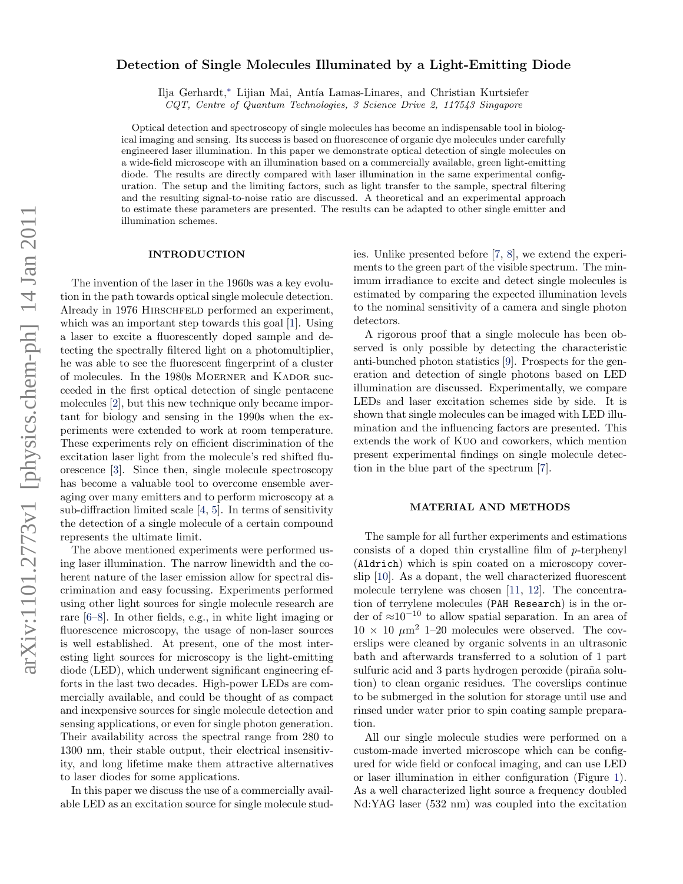# Detection of Single Molecules Illuminated by a Light-Emitting Diode

Ilja Gerhardt,* Lijian Mai, Antía Lamas-Linares, and Christian Kurtsiefer

*CQT, Centre of Quantum Technologies, 3 Science Drive 2, 117543 Singapore*

Optical detection and spectroscopy of single molecules has become an indispensable tool in biological imaging and sensing. Its success is based on fluorescence of organic dye molecules under carefully engineered laser illumination. In this paper we demonstrate optical detection of single molecules on a wide-field microscope with an illumination based on a commercially available, green light-emitting diode. The results are directly compared with laser illumination in the same experimental configuration. The setup and the limiting factors, such as light transfer to the sample, spectral filtering and the resulting signal-to-noise ratio are discussed. A theoretical and an experimental approach to estimate these parameters are presented. The results can be adapted to other single emitter and illumination schemes.

## INTRODUCTION

The invention of the laser in the 1960s was a key evolution in the path towards optical single molecule detection. Already in 1976 Hirschfeld performed an experiment, which was an important step towards this goal [1]. Using a laser to excite a fluorescently doped sample and detecting the spectrally filtered light on a photomultiplier, he was able to see the fluorescent fingerprint of a cluster of molecules. In the 1980s Moerner and Kador succeeded in the first optical detection of single pentacene molecules [2], but this new technique only became important for biology and sensing in the 1990s when the experiments were extended to work at room temperature. These experiments rely on efficient discrimination of the excitation laser light from the molecule's red shifted fluorescence [3]. Since then, single molecule spectroscopy has become a valuable tool to overcome ensemble averaging over many emitters and to perform microscopy at a sub-diffraction limited scale [4, 5]. In terms of sensitivity the detection of a single molecule of a certain compound represents the ultimate limit.

The above mentioned experiments were performed using laser illumination. The narrow linewidth and the coherent nature of the laser emission allow for spectral discrimination and easy focussing. Experiments performed using other light sources for single molecule research are rare [6–8]. In other fields, e.g., in white light imaging or fluorescence microscopy, the usage of non-laser sources is well established. At present, one of the most interesting light sources for microscopy is the light-emitting diode (LED), which underwent significant engineering efforts in the last two decades. High-power LEDs are commercially available, and could be thought of as compact and inexpensive sources for single molecule detection and sensing applications, or even for single photon generation. Their availability across the spectral range from 280 to 1300 nm, their stable output, their electrical insensitivity, and long lifetime make them attractive alternatives to laser diodes for some applications.

In this paper we discuss the use of a commercially available LED as an excitation source for single molecule studies. Unlike presented before [7, 8], we extend the experiments to the green part of the visible spectrum. The minimum irradiance to excite and detect single molecules is estimated by comparing the expected illumination levels to the nominal sensitivity of a camera and single photon detectors.

A rigorous proof that a single molecule has been observed is only possible by detecting the characteristic anti-bunched photon statistics [9]. Prospects for the generation and detection of single photons based on LED illumination are discussed. Experimentally, we compare LEDs and laser excitation schemes side by side. It is shown that single molecules can be imaged with LED illumination and the influencing factors are presented. This extends the work of Kuo and coworkers, which mention present experimental findings on single molecule detection in the blue part of the spectrum [7].

## MATERIAL AND METHODS

The sample for all further experiments and estimations consists of a doped thin crystalline film of *p*-terphenyl (Aldrich) which is spin coated on a microscopy coverslip [10]. As a dopant, the well characterized fluorescent molecule terrylene was chosen [11, 12]. The concentration of terrylene molecules (PAH Research) is in the order of $\approx 10^{-10}$ to allow spatial separation. In an area of $10 \times 10$ $\mu\text{m}^2$ 1–20 molecules were observed. The coverslips were cleaned by organic solvents in an ultrasonic bath and afterwards transferred to a solution of 1 part sulfuric acid and 3 parts hydrogen peroxide (piraña solution) to clean organic residues. The coverslips continue to be submerged in the solution for storage until use and rinsed under water prior to spin coating sample preparation.

All our single molecule studies were performed on a custom-made inverted microscope which can be configured for wide field or confocal imaging, and can use LED or laser illumination in either configuration (Figure 1). As a well characterized light source a frequency doubled Nd:YAG laser (532 nm) was coupled into the excitation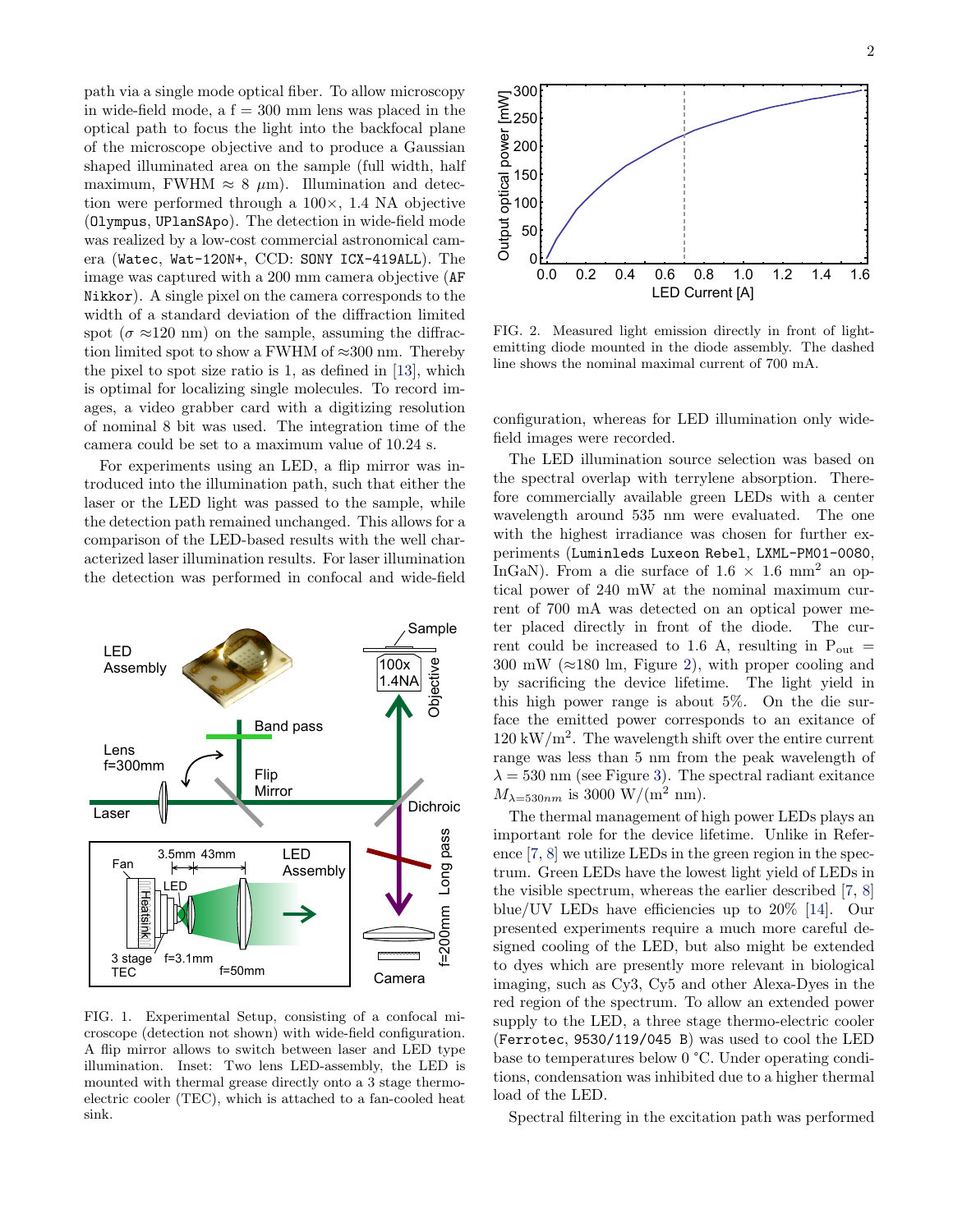path via a single mode optical fiber. To allow microscopy in wide-field mode, a f = 300 mm lens was placed in the optical path to focus the light into the backfocal plane of the microscope objective and to produce a Gaussian shaped illuminated area on the sample (full width, half maximum, FWHM $\approx$ 8 $\mu$m). Illumination and detection were performed through a 100×, 1.4 NA objective (`Olympus`, `UPlanSApo`). The detection in wide-field mode was realized by a low-cost commercial astronomical camera (`Watec`, `Wat-120N+`, CCD: `SONY ICX-419ALL`). The image was captured with a 200 mm camera objective (`AF Nikkor`). A single pixel on the camera corresponds to the width of a standard deviation of the diffraction limited spot ($\sigma \approx$120 nm) on the sample, assuming the diffraction limited spot to show a FWHM of $\approx$300 nm. Thereby the pixel to spot size ratio is 1, as defined in [13], which is optimal for localizing single molecules. To record images, a video grabber card with a digitizing resolution of nominal 8 bit was used. The integration time of the camera could be set to a maximum value of 10.24 s.

For experiments using an LED, a flip mirror was introduced into the illumination path, such that either the laser or the LED light was passed to the sample, while the detection path remained unchanged. This allows for a comparison of the LED-based results with the well characterized laser illumination results. For laser illumination the detection was performed in confocal and wide-field configuration, whereas for LED illumination only wide-field images were recorded.

FIG. 1. Experimental Setup, consisting of a confocal microscope (detection not shown) with wide-field configuration. A flip mirror allows to switch between laser and LED type illumination. Inset: Two lens LED-assembly, the LED is mounted with thermal grease directly onto a 3 stage thermo-electric cooler (TEC), which is attached to a fan-cooled heat sink.

FIG. 2. Measured light emission directly in front of light-emitting diode mounted in the diode assembly. The dashed line shows the nominal maximal current of 700 mA.

The LED illumination source selection was based on the spectral overlap with terrylene absorption. Therefore commercially available green LEDs with a center wavelength around 535 nm were evaluated. The one with the highest irradiance was chosen for further experiments (`Luminleds Luxeon Rebel`, `LXML-PM01-0080`, InGaN). From a die surface of 1.6 × 1.6 mm$^2$ an optical power of 240 mW at the nominal maximum current of 700 mA was detected on an optical power meter placed directly in front of the diode. The current could be increased to 1.6 A, resulting in $P_{out}$ = 300 mW ($\approx$180 lm, Figure 2), with proper cooling and by sacrificing the device lifetime. The light yield in this high power range is about 5%. On the die surface the emitted power corresponds to an exitance of 120 kW/m$^2$. The wavelength shift over the entire current range was less than 5 nm from the peak wavelength of $\lambda = 530$ nm (see Figure 3). The spectral radiant exitance $M_{\lambda=530nm}$ is 3000 W/(m$^2$ nm).

The thermal management of high power LEDs plays an important role for the device lifetime. Unlike in Reference [7, 8] we utilize LEDs in the green region in the spectrum. Green LEDs have the lowest light yield of LEDs in the visible spectrum, whereas the earlier described [7, 8] blue/UV LEDs have efficiencies up to 20% [14]. Our presented experiments require a much more careful designed cooling of the LED, but also might be extended to dyes which are presently more relevant in biological imaging, such as Cy3, Cy5 and other Alexa-Dyes in the red region of the spectrum. To allow an extended power supply to the LED, a three stage thermo-electric cooler (`Ferrotec`, `9530/119/045 B`) was used to cool the LED base to temperatures below 0 °C. Under operating conditions, condensation was inhibited due to a higher thermal load of the LED.

Spectral filtering in the excitation path was performed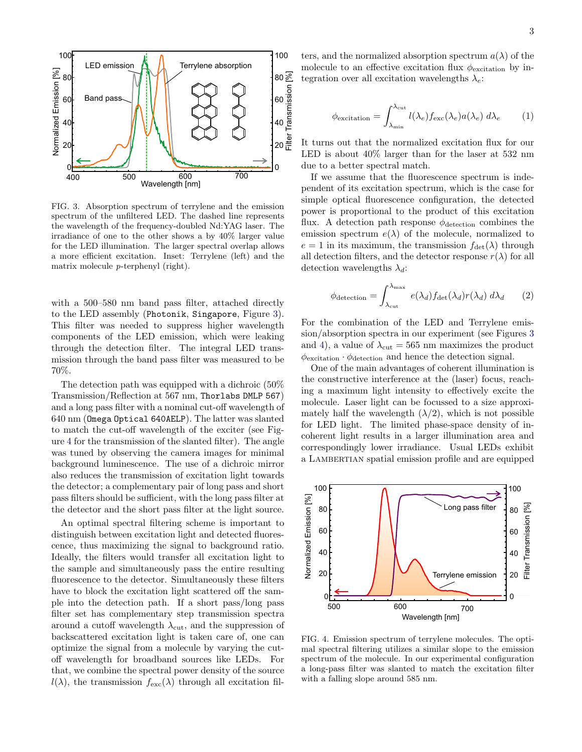FIG. 3. Absorption spectrum of terrylene and the emission spectrum of the unfiltered LED. The dashed line represents the wavelength of the frequency-doubled Nd:YAG laser. The irradiance of one to the other shows a by 40% larger value for the LED illumination. The larger spectral overlap allows a more efficient excitation. Inset: Terrylene (left) and the matrix molecule $p$-terphenyl (right).

with a 500–580 nm band pass filter, attached directly to the LED assembly (`Photonik, Singapore`, Figure 3). This filter was needed to suppress higher wavelength components of the LED emission, which were leaking through the detection filter. The integral LED transmission through the band pass filter was measured to be 70%.

The detection path was equipped with a dichroic (50% Transmission/Reflection at 567 nm, `Thorlabs DMLP 567`) and a long pass filter with a nominal cut-off wavelength of 640 nm (`Omega Optical 640AELP`). The latter was slanted to match the cut-off wavelength of the exciter (see Figure 4 for the transmission of the slanted filter). The angle was tuned by observing the camera images for minimal background luminescence. The use of a dichroic mirror also reduces the transmission of excitation light towards the detector; a complementary pair of long pass and short pass filters should be sufficient, with the long pass filter at the detector and the short pass filter at the light source.

An optimal spectral filtering scheme is important to distinguish between excitation light and detected fluorescence, thus maximizing the signal to background ratio. Ideally, the filters would transfer all excitation light to the sample and simultaneously pass the entire resulting fluorescence to the detector. Simultaneously these filters have to block the excitation light scattered off the sample into the detection path. If a short pass/long pass filter set has complementary step transmission spectra around a cutoff wavelength $\lambda_{\text{cut}}$, and the suppression of backscattered excitation light is taken care of, one can optimize the signal from a molecule by varying the cutoff wavelength for broadband sources like LEDs. For that, we combine the spectral power density of the source $l(\lambda)$, the transmission $f_{\text{exc}}(\lambda)$ through all excitation filters, and the normalized absorption spectrum $a(\lambda)$ of the molecule to an effective excitation flux $\phi_{\text{excitation}}$ by integration over all excitation wavelengths $\lambda_e$:

$$\phi_{\text{excitation}} = \int_{\lambda_{\text{min}}}^{\lambda_{\text{cut}}} l(\lambda_e) f_{\text{exc}}(\lambda_e) a(\lambda_e)\, d\lambda_e \tag{1}$$

It turns out that the normalized excitation flux for our LED is about 40% larger than for the laser at 532 nm due to a better spectral match.

If we assume that the fluorescence spectrum is independent of its excitation spectrum, which is the case for simple optical fluorescence configuration, the detected power is proportional to the product of this excitation flux. A detection path response $\phi_{\text{detection}}$ combines the emission spectrum $e(\lambda)$ of the molecule, normalized to $e = 1$ in its maximum, the transmission $f_{\text{det}}(\lambda)$ through all detection filters, and the detector response $r(\lambda)$ for all detection wavelengths $\lambda_d$:

$$\phi_{\text{detection}} = \int_{\lambda_{\text{cut}}}^{\lambda_{\text{max}}} e(\lambda_d) f_{\text{det}}(\lambda_d) r(\lambda_d)\, d\lambda_d \tag{2}$$

For the combination of the LED and Terrylene emission/absorption spectra in our experiment (see Figures 3 and 4), a value of $\lambda_{\text{cut}} = 565$ nm maximizes the product $\phi_{\text{excitation}} \cdot \phi_{\text{detection}}$ and hence the detection signal.

One of the main advantages of coherent illumination is the constructive interference at the (laser) focus, reaching a maximum light intensity to effectively excite the molecule. Laser light can be focussed to a size approximately half the wavelength ($\lambda/2$), which is not possible for LED light. The limited phase-space density of incoherent light results in a larger illumination area and correspondingly lower irradiance. Usual LEDs exhibit a LAMBERTIAN spatial emission profile and are equipped

FIG. 4. Emission spectrum of terrylene molecules. The optimal spectral filtering utilizes a similar slope to the emission spectrum of the molecule. In our experimental configuration a long-pass filter was slanted to match the excitation filter with a falling slope around 585 nm.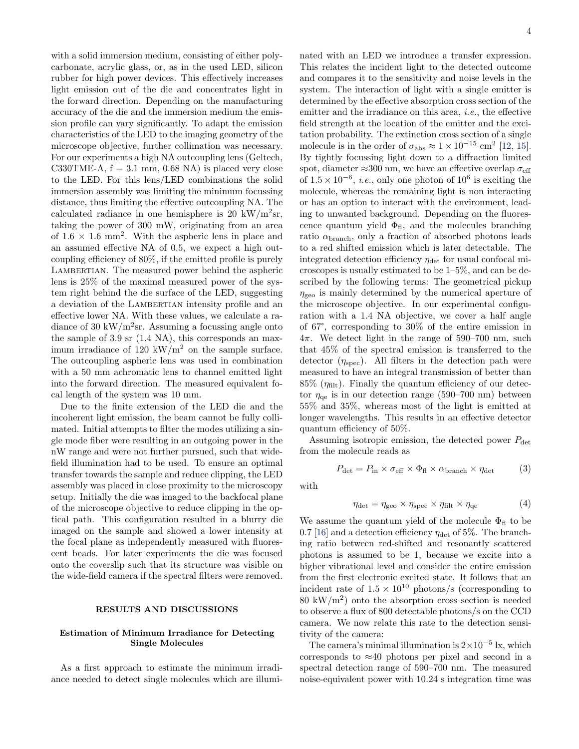with a solid immersion medium, consisting of either polycarbonate, acrylic glass, or, as in the used LED, silicon rubber for high power devices. This effectively increases light emission out of the die and concentrates light in the forward direction. Depending on the manufacturing accuracy of the die and the immersion medium the emission profile can vary significantly. To adapt the emission characteristics of the LED to the imaging geometry of the microscope objective, further collimation was necessary. For our experiments a high NA outcoupling lens (Geltech, C330TME-A, f = 3.1 mm, 0.68 NA) is placed very close to the LED. For this lens/LED combinations the solid immersion assembly was limiting the minimum focussing distance, thus limiting the effective outcoupling NA. The calculated radiance in one hemisphere is 20 kW/m$^2$sr, taking the power of 300 mW, originating from an area of $1.6 \times 1.6$ mm$^2$. With the aspheric lens in place and an assumed effective NA of 0.5, we expect a high outcoupling efficiency of 80%, if the emitted profile is purely Lambertian. The measured power behind the aspheric lens is 25% of the maximal measured power of the system right behind the die surface of the LED, suggesting a deviation of the Lambertian intensity profile and an effective lower NA. With these values, we calculate a radiance of 30 kW/m$^2$sr. Assuming a focussing angle onto the sample of 3.9 sr (1.4 NA), this corresponds an maximum irradiance of 120 kW/m$^2$ on the sample surface. The outcoupling aspheric lens was used in combination with a 50 mm achromatic lens to channel emitted light into the forward direction. The measured equivalent focal length of the system was 10 mm.

Due to the finite extension of the LED die and the incoherent light emission, the beam cannot be fully collimated. Initial attempts to filter the modes utilizing a single mode fiber were resulting in an outgoing power in the nW range and were not further pursued, such that wide-field illumination had to be used. To ensure an optimal transfer towards the sample and reduce clipping, the LED assembly was placed in close proximity to the microscopy setup. Initially the die was imaged to the backfocal plane of the microscope objective to reduce clipping in the optical path. This configuration resulted in a blurry die imaged on the sample and showed a lower intensity at the focal plane as independently measured with fluorescent beads. For later experiments the die was focused onto the coverslip such that its structure was visible on the wide-field camera if the spectral filters were removed.

## RESULTS AND DISCUSSIONS

### Estimation of Minimum Irradiance for Detecting Single Molecules

As a first approach to estimate the minimum irradiance needed to detect single molecules which are illuminated with an LED we introduce a transfer expression. This relates the incident light to the detected outcome and compares it to the sensitivity and noise levels in the system. The interaction of light with a single emitter is determined by the effective absorption cross section of the emitter and the irradiance on this area, *i.e.*, the effective field strength at the location of the emitter and the excitation probability. The extinction cross section of a single molecule is in the order of $\sigma_{\mathrm{abs}} \approx 1 \times 10^{-15}$ cm$^2$ [12, 15]. By tightly focussing light down to a diffraction limited spot, diameter ≈300 nm, we have an effective overlap $\sigma_{\mathrm{eff}}$ of $1.5 \times 10^{-6}$, *i.e.*, only one photon of $10^6$ is exciting the molecule, whereas the remaining light is non interacting or has an option to interact with the environment, leading to unwanted background. Depending on the fluorescence quantum yield $\Phi_{\mathrm{fl}}$, and the molecules branching ratio $\alpha_{\mathrm{branch}}$, only a fraction of absorbed photons leads to a red shifted emission which is later detectable. The integrated detection efficiency $\eta_{\mathrm{det}}$ for usual confocal microscopes is usually estimated to be 1–5%, and can be described by the following terms: The geometrical pickup $\eta_{\mathrm{geo}}$ is mainly determined by the numerical aperture of the microscope objective. In our experimental configuration with a 1.4 NA objective, we cover a half angle of 67°, corresponding to 30% of the entire emission in 4$\pi$. We detect light in the range of 590–700 nm, such that 45% of the spectral emission is transferred to the detector ($\eta_{\mathrm{spec}}$). All filters in the detection path were measured to have an integral transmission of better than 85% ($\eta_{\mathrm{filt}}$). Finally the quantum efficiency of our detector $\eta_{\mathrm{qe}}$ is in our detection range (590–700 nm) between 55% and 35%, whereas most of the light is emitted at longer wavelengths. This results in an effective detector quantum efficiency of 50%.

Assuming isotropic emission, the detected power $P_{\mathrm{det}}$ from the molecule reads as

$$P_{\mathrm{det}} = P_{\mathrm{in}} \times \sigma_{\mathrm{eff}} \times \Phi_{\mathrm{fl}} \times \alpha_{\mathrm{branch}} \times \eta_{\mathrm{det}} \tag{3}$$

with

$$\eta_{\mathrm{det}} = \eta_{\mathrm{geo}} \times \eta_{\mathrm{spec}} \times \eta_{\mathrm{filt}} \times \eta_{\mathrm{qe}} \tag{4}$$

We assume the quantum yield of the molecule $\Phi_{\mathrm{fl}}$ to be 0.7 [16] and a detection efficiency $\eta_{\mathrm{det}}$ of 5%. The branching ratio between red-shifted and resonantly scattered photons is assumed to be 1, because we excite into a higher vibrational level and consider the entire emission from the first electronic excited state. It follows that an incident rate of $1.5 \times 10^{10}$ photons/s (corresponding to 80 kW/m$^2$) onto the absorption cross section is needed to observe a flux of 800 detectable photons/s on the CCD camera. We now relate this rate to the detection sensitivity of the camera:

The camera's minimal illumination is $2 \times 10^{-5}$ lx, which corresponds to ≈40 photons per pixel and second in a spectral detection range of 590–700 nm. The measured noise-equivalent power with 10.24 s integration time was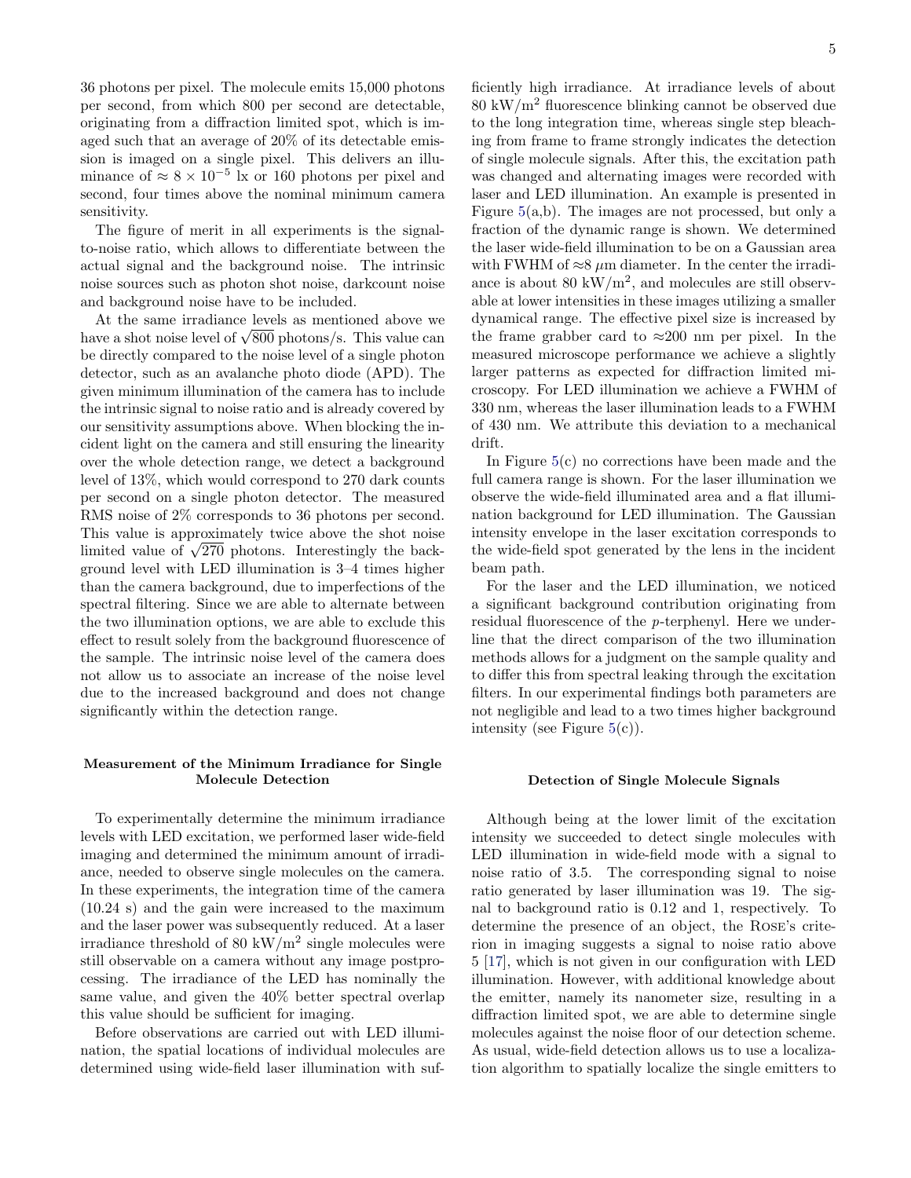36 photons per pixel. The molecule emits 15,000 photons per second, from which 800 per second are detectable, originating from a diffraction limited spot, which is imaged such that an average of 20% of its detectable emission is imaged on a single pixel. This delivers an illuminance of $\approx 8 \times 10^{-5}$ lx or 160 photons per pixel and second, four times above the nominal minimum camera sensitivity.

The figure of merit in all experiments is the signal-to-noise ratio, which allows to differentiate between the actual signal and the background noise. The intrinsic noise sources such as photon shot noise, darkcount noise and background noise have to be included.

At the same irradiance levels as mentioned above we have a shot noise level of $\sqrt{800}$ photons/s. This value can be directly compared to the noise level of a single photon detector, such as an avalanche photo diode (APD). The given minimum illumination of the camera has to include the intrinsic signal to noise ratio and is already covered by our sensitivity assumptions above. When blocking the incident light on the camera and still ensuring the linearity over the whole detection range, we detect a background level of 13%, which would correspond to 270 dark counts per second on a single photon detector. The measured RMS noise of 2% corresponds to 36 photons per second. This value is approximately twice above the shot noise limited value of $\sqrt{270}$ photons. Interestingly the background level with LED illumination is 3–4 times higher than the camera background, due to imperfections of the spectral filtering. Since we are able to alternate between the two illumination options, we are able to exclude this effect to result solely from the background fluorescence of the sample. The intrinsic noise level of the camera does not allow us to associate an increase of the noise level due to the increased background and does not change significantly within the detection range.

### Measurement of the Minimum Irradiance for Single Molecule Detection

To experimentally determine the minimum irradiance levels with LED excitation, we performed laser wide-field imaging and determined the minimum amount of irradiance, needed to observe single molecules on the camera. In these experiments, the integration time of the camera (10.24 s) and the gain were increased to the maximum and the laser power was subsequently reduced. At a laser irradiance threshold of 80 kW/m$^2$ single molecules were still observable on a camera without any image postprocessing. The irradiance of the LED has nominally the same value, and given the 40% better spectral overlap this value should be sufficient for imaging.

Before observations are carried out with LED illumination, the spatial locations of individual molecules are determined using wide-field laser illumination with sufficiently high irradiance. At irradiance levels of about 80 kW/m$^2$ fluorescence blinking cannot be observed due to the long integration time, whereas single step bleaching from frame to frame strongly indicates the detection of single molecule signals. After this, the excitation path was changed and alternating images were recorded with laser and LED illumination. An example is presented in Figure 5(a,b). The images are not processed, but only a fraction of the dynamic range is shown. We determined the laser wide-field illumination to be on a Gaussian area with FWHM of $\approx$8 $\mu$m diameter. In the center the irradiance is about 80 kW/m$^2$, and molecules are still observable at lower intensities in these images utilizing a smaller dynamical range. The effective pixel size is increased by the frame grabber card to $\approx$200 nm per pixel. In the measured microscope performance we achieve a slightly larger patterns as expected for diffraction limited microscopy. For LED illumination we achieve a FWHM of 330 nm, whereas the laser illumination leads to a FWHM of 430 nm. We attribute this deviation to a mechanical drift.

In Figure 5(c) no corrections have been made and the full camera range is shown. For the laser illumination we observe the wide-field illuminated area and a flat illumination background for LED illumination. The Gaussian intensity envelope in the laser excitation corresponds to the wide-field spot generated by the lens in the incident beam path.

For the laser and the LED illumination, we noticed a significant background contribution originating from residual fluorescence of the *p*-terphenyl. Here we underline that the direct comparison of the two illumination methods allows for a judgment on the sample quality and to differ this from spectral leaking through the excitation filters. In our experimental findings both parameters are not negligible and lead to a two times higher background intensity (see Figure 5(c)).

### Detection of Single Molecule Signals

Although being at the lower limit of the excitation intensity we succeeded to detect single molecules with LED illumination in wide-field mode with a signal to noise ratio of 3.5. The corresponding signal to noise ratio generated by laser illumination was 19. The signal to background ratio is 0.12 and 1, respectively. To determine the presence of an object, the Rose's criterion in imaging suggests a signal to noise ratio above 5 [17], which is not given in our configuration with LED illumination. However, with additional knowledge about the emitter, namely its nanometer size, resulting in a diffraction limited spot, we are able to determine single molecules against the noise floor of our detection scheme. As usual, wide-field detection allows us to use a localization algorithm to spatially localize the single emitters to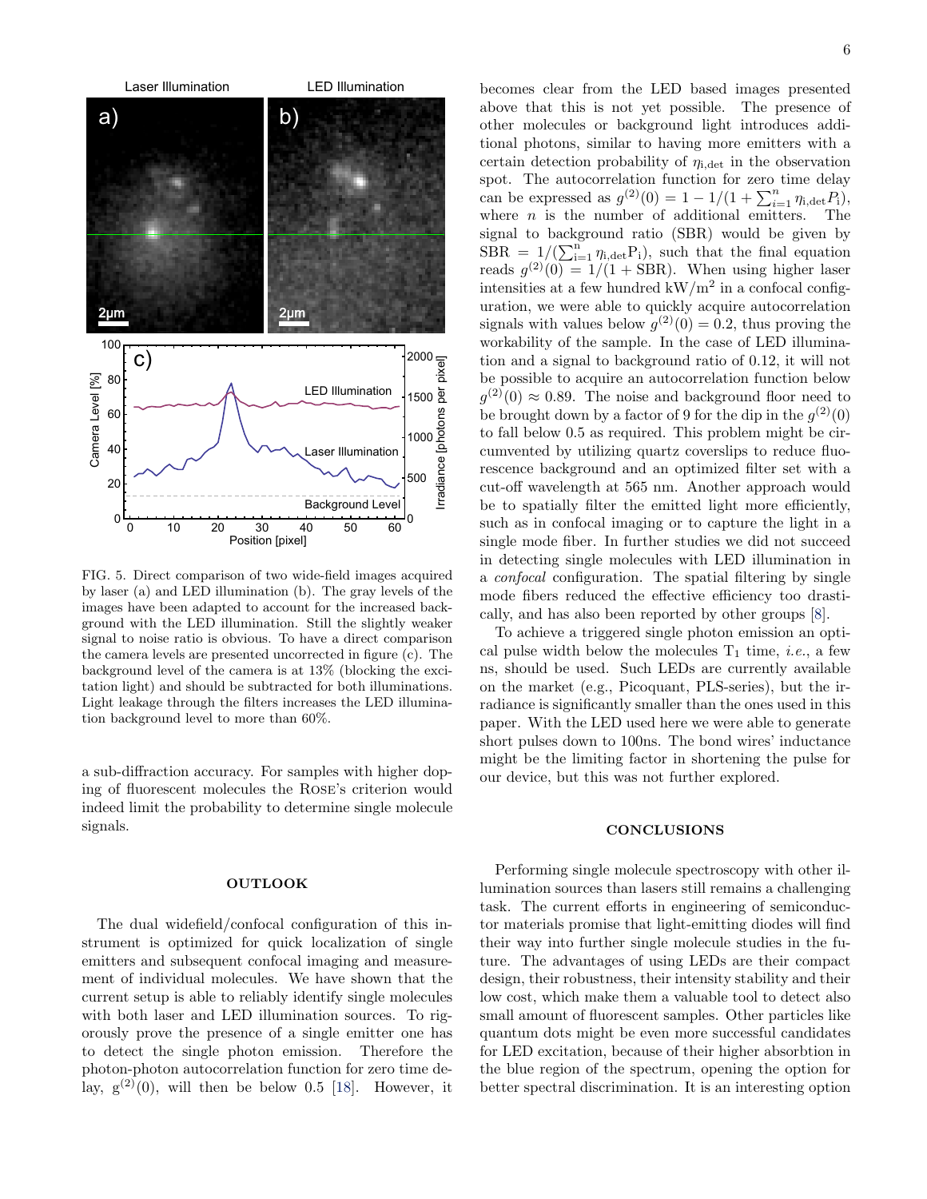FIG. 5. Direct comparison of two wide-field images acquired by laser (a) and LED illumination (b). The gray levels of the images have been adapted to account for the increased background with the LED illumination. Still the slightly weaker signal to noise ratio is obvious. To have a direct comparison the camera levels are presented uncorrected in figure (c). The background level of the camera is at 13% (blocking the excitation light) and should be subtracted for both illuminations. Light leakage through the filters increases the LED illumination background level to more than 60%.

a sub-diffraction accuracy. For samples with higher doping of fluorescent molecules the Rose's criterion would indeed limit the probability to determine single molecule signals.

## OUTLOOK

The dual widefield/confocal configuration of this instrument is optimized for quick localization of single emitters and subsequent confocal imaging and measurement of individual molecules. We have shown that the current setup is able to reliably identify single molecules with both laser and LED illumination sources. To rigorously prove the presence of a single emitter one has to detect the single photon emission. Therefore the photon-photon autocorrelation function for zero time delay, $g^{(2)}(0)$, will then be below 0.5 [18]. However, it becomes clear from the LED based images presented above that this is not yet possible. The presence of other molecules or background light introduces additional photons, similar to having more emitters with a certain detection probability of $\eta_{\mathrm{i,det}}$ in the observation spot. The autocorrelation function for zero time delay can be expressed as $g^{(2)}(0) = 1 - 1/(1 + \sum_{i=1}^{n} \eta_{\mathrm{i,det}} P_{\mathrm{i}})$, where $n$ is the number of additional emitters. The signal to background ratio (SBR) would be given by $\mathrm{SBR} = 1/(\sum_{\mathrm{i=1}}^{\mathrm{n}} \eta_{\mathrm{i,det}} \mathrm{P_i})$, such that the final equation reads $g^{(2)}(0) = 1/(1 + \mathrm{SBR})$. When using higher laser intensities at a few hundred $\mathrm{kW/m^2}$ in a confocal configuration, we were able to quickly acquire autocorrelation signals with values below $g^{(2)}(0) = 0.2$, thus proving the workability of the sample. In the case of LED illumination and a signal to background ratio of 0.12, it will not be possible to acquire an autocorrelation function below $g^{(2)}(0) \approx 0.89$. The noise and background floor need to be brought down by a factor of 9 for the dip in the $g^{(2)}(0)$ to fall below 0.5 as required. This problem might be circumvented by utilizing quartz coverslips to reduce fluorescence background and an optimized filter set with a cut-off wavelength at 565 nm. Another approach would be to spatially filter the emitted light more efficiently, such as in confocal imaging or to capture the light in a single mode fiber. In further studies we did not succeed in detecting single molecules with LED illumination in a *confocal* configuration. The spatial filtering by single mode fibers reduced the effective efficiency too drastically, and has also been reported by other groups [8].

To achieve a triggered single photon emission an optical pulse width below the molecules $T_1$ time, *i.e.*, a few ns, should be used. Such LEDs are currently available on the market (e.g., Picoquant, PLS-series), but the irradiance is significantly smaller than the ones used in this paper. With the LED used here we were able to generate short pulses down to 100ns. The bond wires' inductance might be the limiting factor in shortening the pulse for our device, but this was not further explored.

## CONCLUSIONS

Performing single molecule spectroscopy with other illumination sources than lasers still remains a challenging task. The current efforts in engineering of semiconductor materials promise that light-emitting diodes will find their way into further single molecule studies in the future. The advantages of using LEDs are their compact design, their robustness, their intensity stability and their low cost, which make them a valuable tool to detect also small amount of fluorescent samples. Other particles like quantum dots might be even more successful candidates for LED excitation, because of their higher absorbtion in the blue region of the spectrum, opening the option for better spectral discrimination. It is an interesting option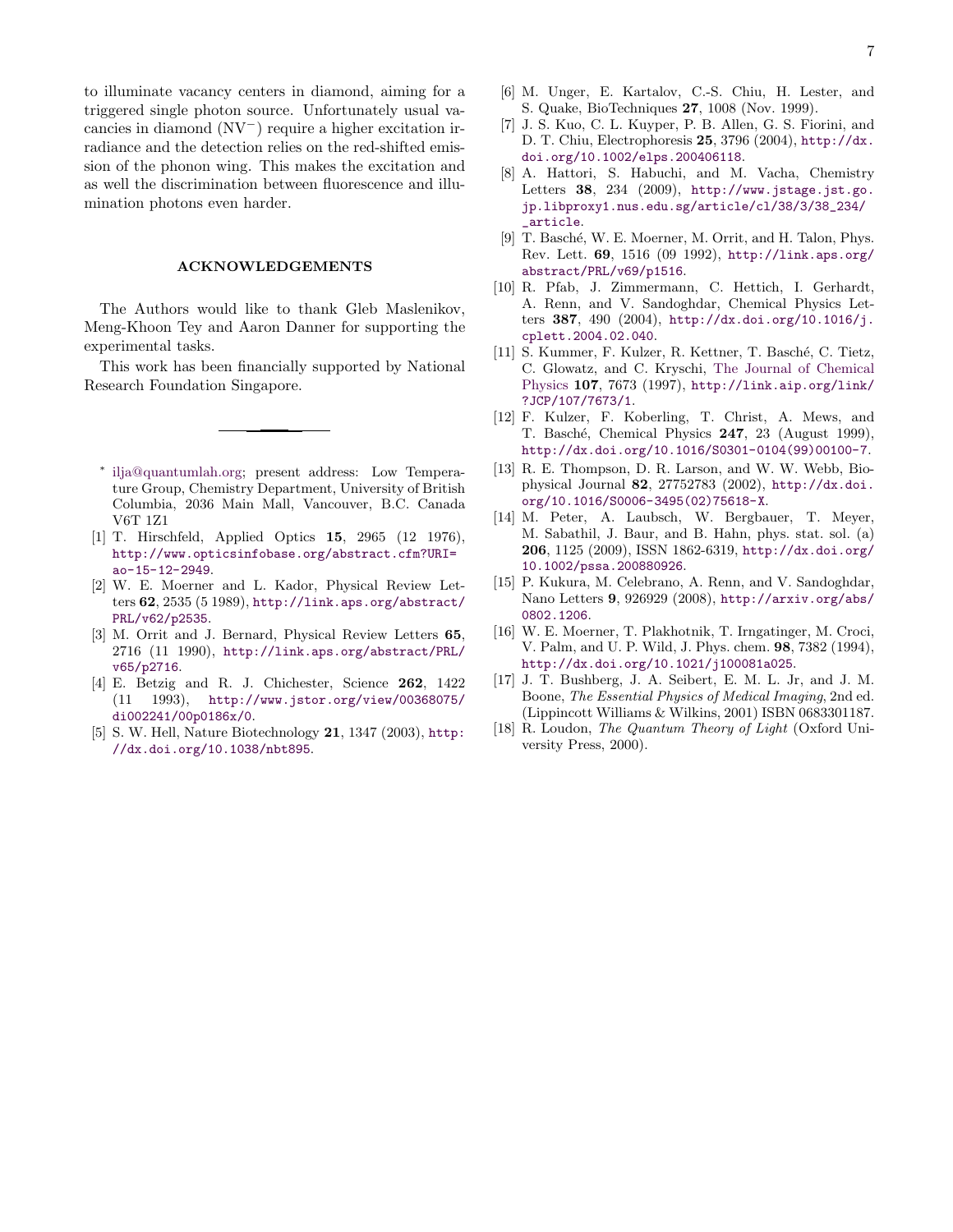to illuminate vacancy centers in diamond, aiming for a triggered single photon source. Unfortunately usual vacancies in diamond ($NV^-$) require a higher excitation irradiance and the detection relies on the red-shifted emission of the phonon wing. This makes the excitation and as well the discrimination between fluorescence and illumination photons even harder.

## ACKNOWLEDGEMENTS

The Authors would like to thank Gleb Maslenikov, Meng-Khoon Tey and Aaron Danner for supporting the experimental tasks.

This work has been financially supported by National Research Foundation Singapore.

---

* ilja@quantumlah.org; present address: Low Temperature Group, Chemistry Department, University of British Columbia, 2036 Main Mall, Vancouver, B.C. Canada V6T 1Z1

[1] T. Hirschfeld, Applied Optics **15**, 2965 (12 1976), http://www.opticsinfobase.org/abstract.cfm?URI=ao-15-12-2949.

[2] W. E. Moerner and L. Kador, Physical Review Letters **62**, 2535 (5 1989), http://link.aps.org/abstract/PRL/v62/p2535.

[3] M. Orrit and J. Bernard, Physical Review Letters **65**, 2716 (11 1990), http://link.aps.org/abstract/PRL/v65/p2716.

[4] E. Betzig and R. J. Chichester, Science **262**, 1422 (11 1993), http://www.jstor.org/view/00368075/di002241/00p0186x/0.

[5] S. W. Hell, Nature Biotechnology **21**, 1347 (2003), http://dx.doi.org/10.1038/nbt895.

[6] M. Unger, E. Kartalov, C.-S. Chiu, H. Lester, and S. Quake, BioTechniques **27**, 1008 (Nov. 1999).

[7] J. S. Kuo, C. L. Kuyper, P. B. Allen, G. S. Fiorini, and D. T. Chiu, Electrophoresis **25**, 3796 (2004), http://dx.doi.org/10.1002/elps.200406118.

[8] A. Hattori, S. Habuchi, and M. Vacha, Chemistry Letters **38**, 234 (2009), http://www.jstage.jst.go.jp.libproxy1.nus.edu.sg/article/cl/38/3/38_234/_article.

[9] T. Basché, W. E. Moerner, M. Orrit, and H. Talon, Phys. Rev. Lett. **69**, 1516 (09 1992), http://link.aps.org/abstract/PRL/v69/p1516.

[10] R. Pfab, J. Zimmermann, C. Hettich, I. Gerhardt, A. Renn, and V. Sandoghdar, Chemical Physics Letters **387**, 490 (2004), http://dx.doi.org/10.1016/j.cplett.2004.02.040.

[11] S. Kummer, F. Kulzer, R. Kettner, T. Basché, C. Tietz, C. Glowatz, and C. Kryschi, The Journal of Chemical Physics **107**, 7673 (1997), http://link.aip.org/link/?JCP/107/7673/1.

[12] F. Kulzer, F. Koberling, T. Christ, A. Mews, and T. Basché, Chemical Physics **247**, 23 (August 1999), http://dx.doi.org/10.1016/S0301-0104(99)00100-7.

[13] R. E. Thompson, D. R. Larson, and W. W. Webb, Biophysical Journal **82**, 27752783 (2002), http://dx.doi.org/10.1016/S0006-3495(02)75618-X.

[14] M. Peter, A. Laubsch, W. Bergbauer, T. Meyer, M. Sabathil, J. Baur, and B. Hahn, phys. stat. sol. (a) **206**, 1125 (2009), ISSN 1862-6319, http://dx.doi.org/10.1002/pssa.200880926.

[15] P. Kukura, M. Celebrano, A. Renn, and V. Sandoghdar, Nano Letters **9**, 926929 (2008), http://arxiv.org/abs/0802.1206.

[16] W. E. Moerner, T. Plakhotnik, T. Irngatinger, M. Croci, V. Palm, and U. P. Wild, J. Phys. chem. **98**, 7382 (1994), http://dx.doi.org/10.1021/j100081a025.

[17] J. T. Bushberg, J. A. Seibert, E. M. L. Jr, and J. M. Boone, *The Essential Physics of Medical Imaging*, 2nd ed. (Lippincott Williams & Wilkins, 2001) ISBN 0683301187.

[18] R. Loudon, *The Quantum Theory of Light* (Oxford University Press, 2000).